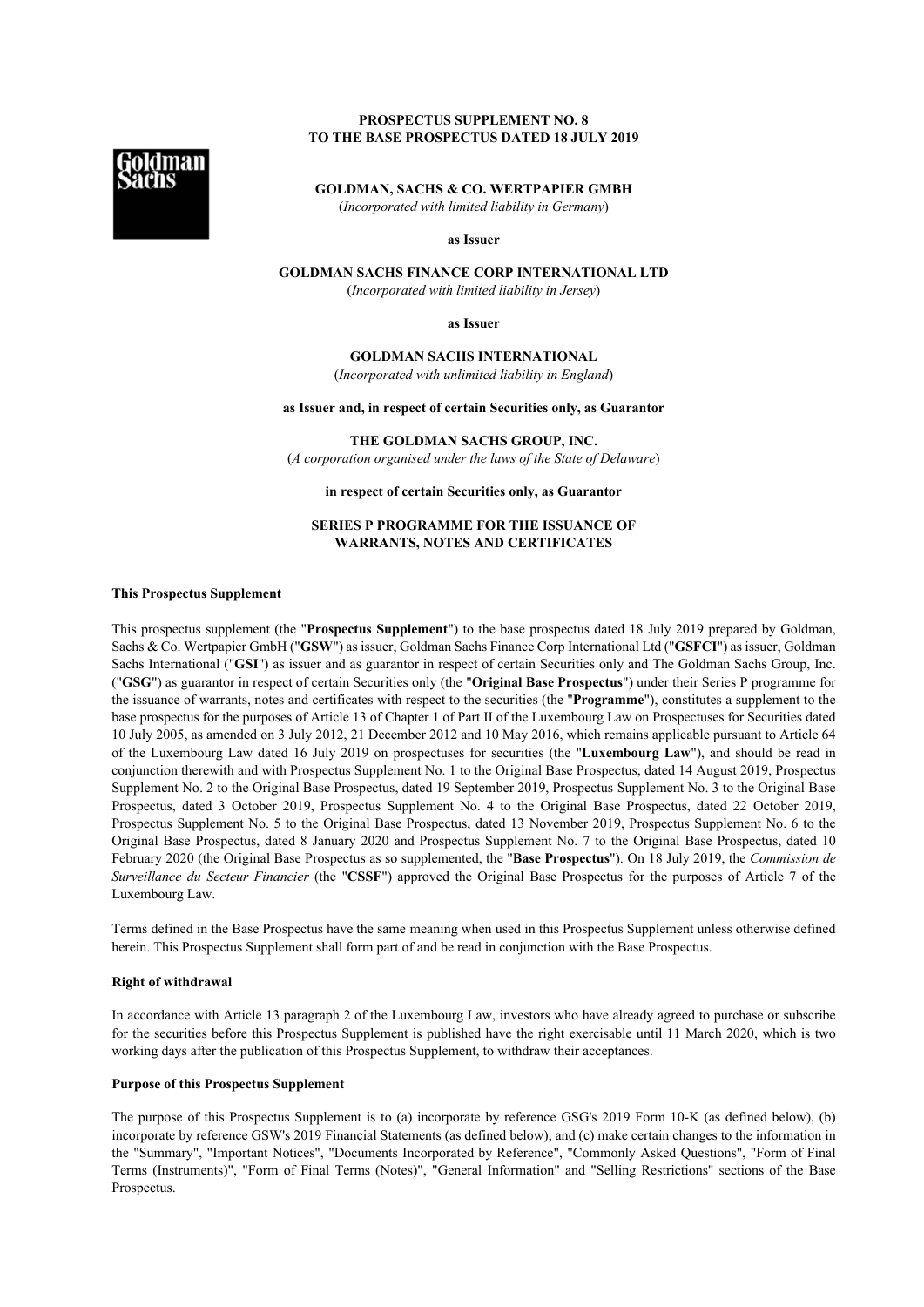**PROSPECTUS SUPPLEMENT NO. 8**
**TO THE BASE PROSPECTUS DATED 18 JULY 2019**

**GOLDMAN, SACHS & CO. WERTPAPIER GMBH**
(*Incorporated with limited liability in Germany*)

**as Issuer**

**GOLDMAN SACHS FINANCE CORP INTERNATIONAL LTD**
(*Incorporated with limited liability in Jersey*)

**as Issuer**

**GOLDMAN SACHS INTERNATIONAL**
(*Incorporated with unlimited liability in England*)

**as Issuer and, in respect of certain Securities only, as Guarantor**

**THE GOLDMAN SACHS GROUP, INC.**
(*A corporation organised under the laws of the State of Delaware*)

**in respect of certain Securities only, as Guarantor**

**SERIES P PROGRAMME FOR THE ISSUANCE OF WARRANTS, NOTES AND CERTIFICATES**

**This Prospectus Supplement**

This prospectus supplement (the "**Prospectus Supplement**") to the base prospectus dated 18 July 2019 prepared by Goldman, Sachs & Co. Wertpapier GmbH ("**GSW**") as issuer, Goldman Sachs Finance Corp International Ltd ("**GSFCI**") as issuer, Goldman Sachs International ("**GSI**") as issuer and as guarantor in respect of certain Securities only and The Goldman Sachs Group, Inc. ("**GSG**") as guarantor in respect of certain Securities only (the "**Original Base Prospectus**") under their Series P programme for the issuance of warrants, notes and certificates with respect to the securities (the "**Programme**"), constitutes a supplement to the base prospectus for the purposes of Article 13 of Chapter 1 of Part II of the Luxembourg Law on Prospectuses for Securities dated 10 July 2005, as amended on 3 July 2012, 21 December 2012 and 10 May 2016, which remains applicable pursuant to Article 64 of the Luxembourg Law dated 16 July 2019 on prospectuses for securities (the "**Luxembourg Law**"), and should be read in conjunction therewith and with Prospectus Supplement No. 1 to the Original Base Prospectus, dated 14 August 2019, Prospectus Supplement No. 2 to the Original Base Prospectus, dated 19 September 2019, Prospectus Supplement No. 3 to the Original Base Prospectus, dated 3 October 2019, Prospectus Supplement No. 4 to the Original Base Prospectus, dated 22 October 2019, Prospectus Supplement No. 5 to the Original Base Prospectus, dated 13 November 2019, Prospectus Supplement No. 6 to the Original Base Prospectus, dated 8 January 2020 and Prospectus Supplement No. 7 to the Original Base Prospectus, dated 10 February 2020 (the Original Base Prospectus as so supplemented, the "**Base Prospectus**"). On 18 July 2019, the *Commission de Surveillance du Secteur Financier* (the "**CSSF**") approved the Original Base Prospectus for the purposes of Article 7 of the Luxembourg Law.

Terms defined in the Base Prospectus have the same meaning when used in this Prospectus Supplement unless otherwise defined herein. This Prospectus Supplement shall form part of and be read in conjunction with the Base Prospectus.

**Right of withdrawal**

In accordance with Article 13 paragraph 2 of the Luxembourg Law, investors who have already agreed to purchase or subscribe for the securities before this Prospectus Supplement is published have the right exercisable until 11 March 2020, which is two working days after the publication of this Prospectus Supplement, to withdraw their acceptances.

**Purpose of this Prospectus Supplement**

The purpose of this Prospectus Supplement is to (a) incorporate by reference GSG's 2019 Form 10-K (as defined below), (b) incorporate by reference GSW's 2019 Financial Statements (as defined below), and (c) make certain changes to the information in the "Summary", "Important Notices", "Documents Incorporated by Reference", "Commonly Asked Questions", "Form of Final Terms (Instruments)", "Form of Final Terms (Notes)", "General Information" and "Selling Restrictions" sections of the Base Prospectus.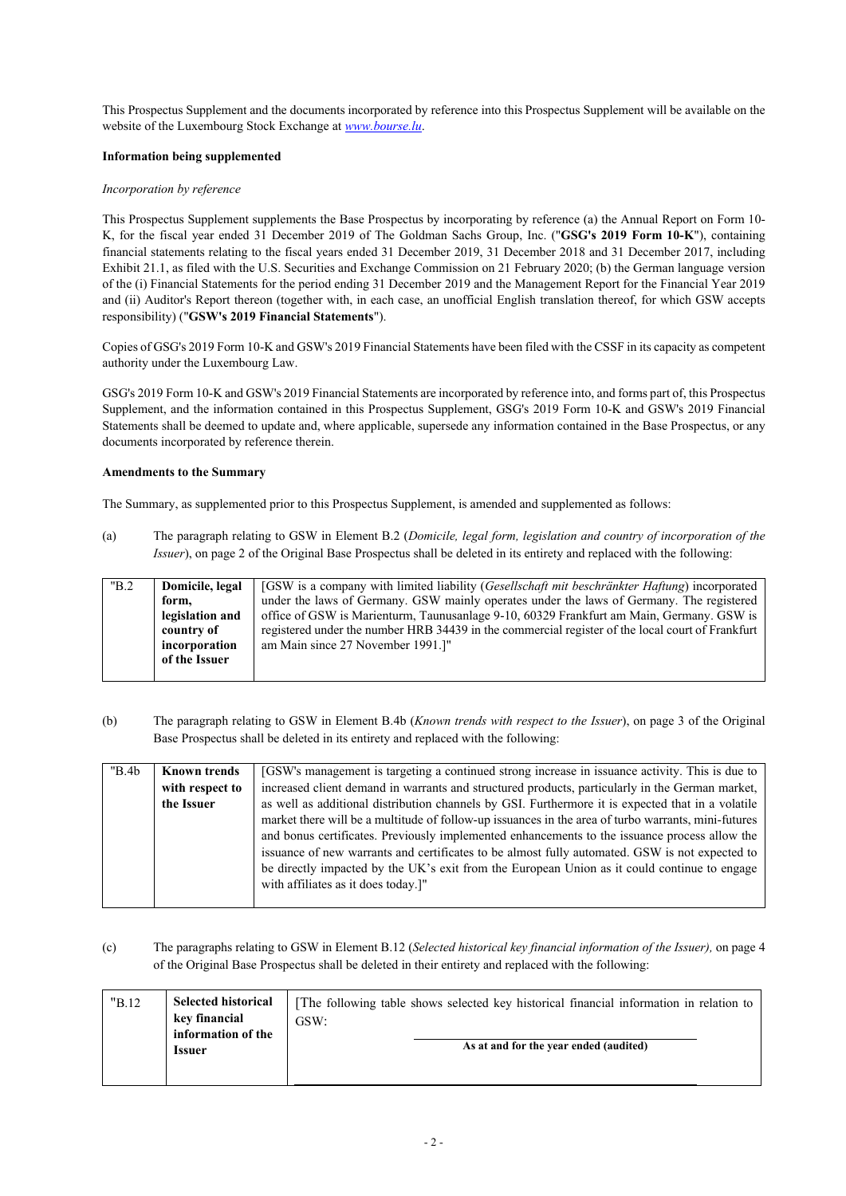This Prospectus Supplement and the documents incorporated by reference into this Prospectus Supplement will be available on the website of the Luxembourg Stock Exchange at *www.bourse.lu*.

**Information being supplemented**

*Incorporation by reference*

This Prospectus Supplement supplements the Base Prospectus by incorporating by reference (a) the Annual Report on Form 10-K, for the fiscal year ended 31 December 2019 of The Goldman Sachs Group, Inc. ("**GSG's 2019 Form 10-K**"), containing financial statements relating to the fiscal years ended 31 December 2019, 31 December 2018 and 31 December 2017, including Exhibit 21.1, as filed with the U.S. Securities and Exchange Commission on 21 February 2020; (b) the German language version of the (i) Financial Statements for the period ending 31 December 2019 and the Management Report for the Financial Year 2019 and (ii) Auditor's Report thereon (together with, in each case, an unofficial English translation thereof, for which GSW accepts responsibility) ("**GSW's 2019 Financial Statements**").

Copies of GSG's 2019 Form 10-K and GSW's 2019 Financial Statements have been filed with the CSSF in its capacity as competent authority under the Luxembourg Law.

GSG's 2019 Form 10-K and GSW's 2019 Financial Statements are incorporated by reference into, and forms part of, this Prospectus Supplement, and the information contained in this Prospectus Supplement, GSG's 2019 Form 10-K and GSW's 2019 Financial Statements shall be deemed to update and, where applicable, supersede any information contained in the Base Prospectus, or any documents incorporated by reference therein.

**Amendments to the Summary**

The Summary, as supplemented prior to this Prospectus Supplement, is amended and supplemented as follows:

(a) The paragraph relating to GSW in Element B.2 (*Domicile, legal form, legislation and country of incorporation of the Issuer*), on page 2 of the Original Base Prospectus shall be deleted in its entirety and replaced with the following:

| "B.2 | **Domicile, legal form, legislation and country of incorporation of the Issuer** | [GSW is a company with limited liability (*Gesellschaft mit beschränkter Haftung*) incorporated under the laws of Germany. GSW mainly operates under the laws of Germany. The registered office of GSW is Marienturm, Taunusanlage 9-10, 60329 Frankfurt am Main, Germany. GSW is registered under the number HRB 34439 in the commercial register of the local court of Frankfurt am Main since 27 November 1991.]" |
|---|---|---|

(b) The paragraph relating to GSW in Element B.4b (*Known trends with respect to the Issuer*), on page 3 of the Original Base Prospectus shall be deleted in its entirety and replaced with the following:

| "B.4b | **Known trends with respect to the Issuer** | [GSW's management is targeting a continued strong increase in issuance activity. This is due to increased client demand in warrants and structured products, particularly in the German market, as well as additional distribution channels by GSI. Furthermore it is expected that in a volatile market there will be a multitude of follow-up issuances in the area of turbo warrants, mini-futures and bonus certificates. Previously implemented enhancements to the issuance process allow the issuance of new warrants and certificates to be almost fully automated. GSW is not expected to be directly impacted by the UK's exit from the European Union as it could continue to engage with affiliates as it does today.]" |
|---|---|---|

(c) The paragraphs relating to GSW in Element B.12 (*Selected historical key financial information of the Issuer),* on page 4 of the Original Base Prospectus shall be deleted in their entirety and replaced with the following:

| "B.12 | **Selected historical key financial information of the Issuer** | [The following table shows selected key historical financial information in relation to GSW:<br><br>**As at and for the year ended (audited)** |
|---|---|---|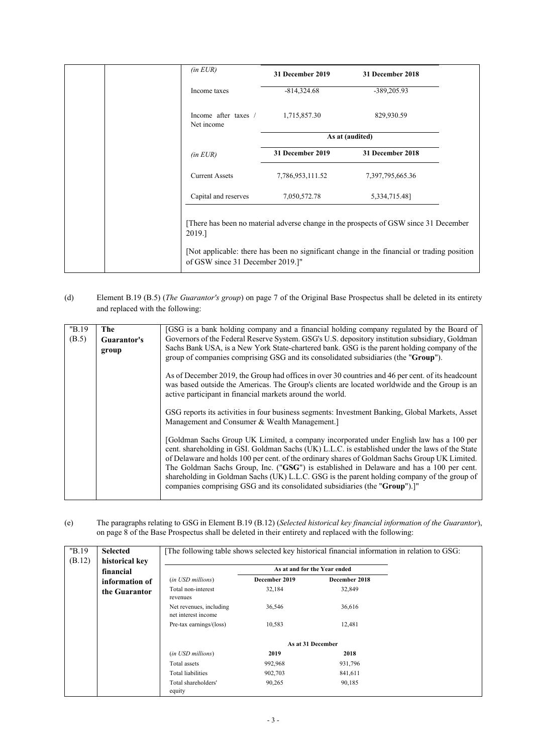| | | | | |
|---|---|---|---|---|
| | | *(in EUR)* | **31 December 2019** | **31 December 2018** |
| | | Income taxes | -814,324.68 | -389,205.93 |
| | | Income after taxes / Net income | 1,715,857.30 | 829,930.59 |
| | | | **As at (audited)** | |
| | | *(in EUR)* | **31 December 2019** | **31 December 2018** |
| | | Current Assets | 7,786,953,111.52 | 7,397,795,665.36 |
| | | Capital and reserves | 7,050,572.78 | 5,334,715.48] |

[There has been no material adverse change in the prospects of GSW since 31 December 2019.]

[Not applicable: there has been no significant change in the financial or trading position of GSW since 31 December 2019.]"

(d) Element B.19 (B.5) (*The Guarantor's group*) on page 7 of the Original Base Prospectus shall be deleted in its entirety and replaced with the following:

| | | |
|---|---|---|
| "B.19 (B.5) | **The Guarantor's group** | [GSG is a bank holding company and a financial holding company regulated by the Board of Governors of the Federal Reserve System. GSG's U.S. depository institution subsidiary, Goldman Sachs Bank USA, is a New York State-chartered bank. GSG is the parent holding company of the group of companies comprising GSG and its consolidated subsidiaries (the "**Group**").<br><br>As of December 2019, the Group had offices in over 30 countries and 46 per cent. of its headcount was based outside the Americas. The Group's clients are located worldwide and the Group is an active participant in financial markets around the world.<br><br>GSG reports its activities in four business segments: Investment Banking, Global Markets, Asset Management and Consumer & Wealth Management.]<br><br>[Goldman Sachs Group UK Limited, a company incorporated under English law has a 100 per cent. shareholding in GSI. Goldman Sachs (UK) L.L.C. is established under the laws of the State of Delaware and holds 100 per cent. of the ordinary shares of Goldman Sachs Group UK Limited. The Goldman Sachs Group, Inc. ("**GSG**") is established in Delaware and has a 100 per cent. shareholding in Goldman Sachs (UK) L.L.C. GSG is the parent holding company of the group of companies comprising GSG and its consolidated subsidiaries (the "**Group**").]" |

(e) The paragraphs relating to GSG in Element B.19 (B.12) (*Selected historical key financial information of the Guarantor*), on page 8 of the Base Prospectus shall be deleted in their entirety and replaced with the following:

"B.19 (B.12) — **Selected historical key financial information of the Guarantor**

[The following table shows selected key historical financial information in relation to GSG:

| | **As at and for the Year ended** | |
|---|---|---|
| *(in USD millions)* | **December 2019** | **December 2018** |
| Total non-interest revenues | 32,184 | 32,849 |
| Net revenues, including net interest income | 36,546 | 36,616 |
| Pre-tax earnings/(loss) | 10,583 | 12,481 |
| | **As at 31 December** | |
| *(in USD millions)* | **2019** | **2018** |
| Total assets | 992,968 | 931,796 |
| Total liabilities | 902,703 | 841,611 |
| Total shareholders' equity | 90,265 | 90,185 |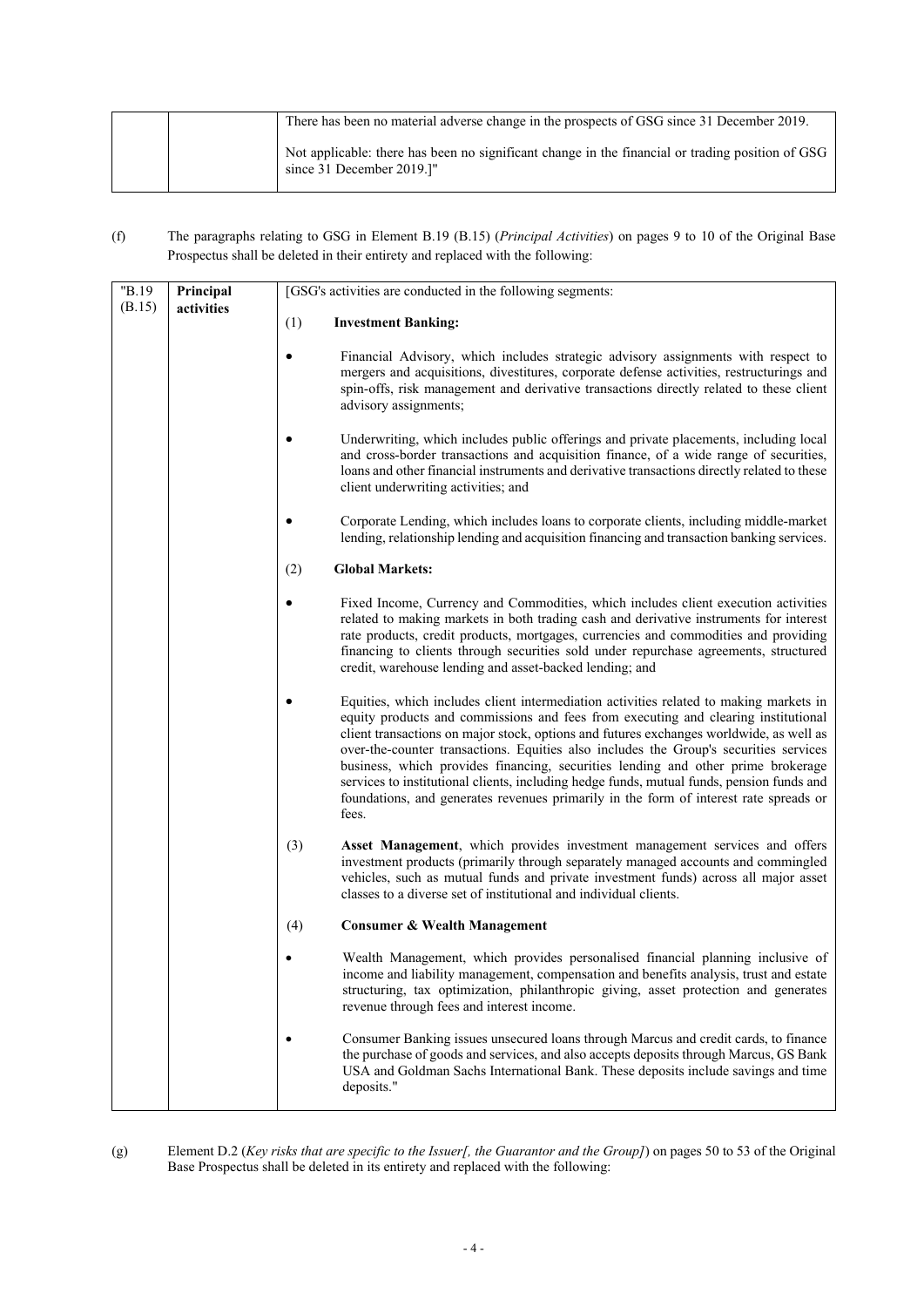| | | There has been no material adverse change in the prospects of GSG since 31 December 2019.<br><br>Not applicable: there has been no significant change in the financial or trading position of GSG since 31 December 2019.]" |
|---|---|---|

(f) The paragraphs relating to GSG in Element B.19 (B.15) (*Principal Activities*) on pages 9 to 10 of the Original Base Prospectus shall be deleted in their entirety and replaced with the following:

| "B.19 (B.15) | **Principal activities** | [GSG's activities are conducted in the following segments:<br><br>(1) **Investment Banking:**<br><br>• Financial Advisory, which includes strategic advisory assignments with respect to mergers and acquisitions, divestitures, corporate defense activities, restructurings and spin-offs, risk management and derivative transactions directly related to these client advisory assignments;<br><br>• Underwriting, which includes public offerings and private placements, including local and cross-border transactions and acquisition finance, of a wide range of securities, loans and other financial instruments and derivative transactions directly related to these client underwriting activities; and<br><br>• Corporate Lending, which includes loans to corporate clients, including middle-market lending, relationship lending and acquisition financing and transaction banking services.<br><br>(2) **Global Markets:**<br><br>• Fixed Income, Currency and Commodities, which includes client execution activities related to making markets in both trading cash and derivative instruments for interest rate products, credit products, mortgages, currencies and commodities and providing financing to clients through securities sold under repurchase agreements, structured credit, warehouse lending and asset-backed lending; and<br><br>• Equities, which includes client intermediation activities related to making markets in equity products and commissions and fees from executing and clearing institutional client transactions on major stock, options and futures exchanges worldwide, as well as over-the-counter transactions. Equities also includes the Group's securities services business, which provides financing, securities lending and other prime brokerage services to institutional clients, including hedge funds, mutual funds, pension funds and foundations, and generates revenues primarily in the form of interest rate spreads or fees.<br><br>(3) **Asset Management**, which provides investment management services and offers investment products (primarily through separately managed accounts and commingled vehicles, such as mutual funds and private investment funds) across all major asset classes to a diverse set of institutional and individual clients.<br><br>(4) **Consumer & Wealth Management**<br><br>• Wealth Management, which provides personalised financial planning inclusive of income and liability management, compensation and benefits analysis, trust and estate structuring, tax optimization, philanthropic giving, asset protection and generates revenue through fees and interest income.<br><br>• Consumer Banking issues unsecured loans through Marcus and credit cards, to finance the purchase of goods and services, and also accepts deposits through Marcus, GS Bank USA and Goldman Sachs International Bank. These deposits include savings and time deposits." |
|---|---|---|

(g) Element D.2 (*Key risks that are specific to the Issuer[, the Guarantor and the Group]*) on pages 50 to 53 of the Original Base Prospectus shall be deleted in its entirety and replaced with the following: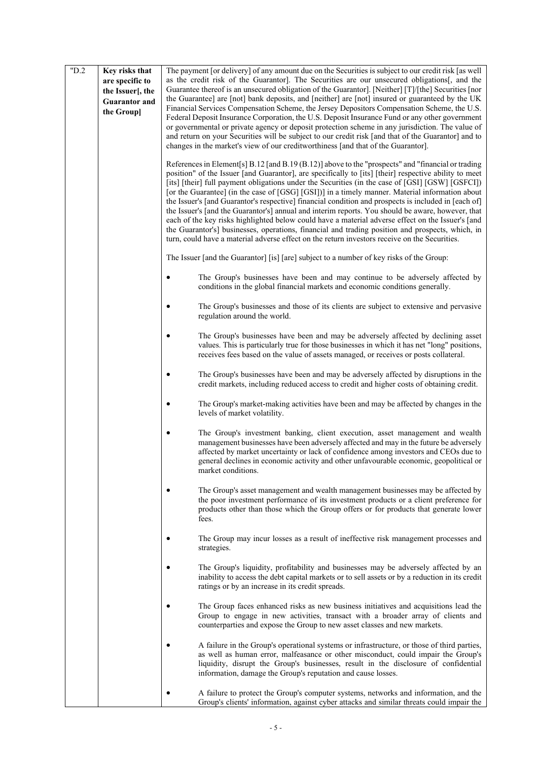| "D.2 | Key risks that are specific to the Issuer[, the Guarantor and the Group] | The payment [or delivery] of any amount due on the Securities is subject to our credit risk [as well as the credit risk of the Guarantor]. The Securities are our unsecured obligations[, and the Guarantee thereof is an unsecured obligation of the Guarantor]. [Neither] [T]/[the] Securities [nor the Guarantee] are [not] bank deposits, and [neither] are [not] insured or guaranteed by the UK Financial Services Compensation Scheme, the Jersey Depositors Compensation Scheme, the U.S. Federal Deposit Insurance Corporation, the U.S. Deposit Insurance Fund or any other government or governmental or private agency or deposit protection scheme in any jurisdiction. The value of and return on your Securities will be subject to our credit risk [and that of the Guarantor] and to changes in the market's view of our creditworthiness [and that of the Guarantor].<br><br>References in Element[s] B.12 [and B.19 (B.12)] above to the "prospects" and "financial or trading position" of the Issuer [and Guarantor], are specifically to [its] [their] respective ability to meet [its] [their] full payment obligations under the Securities (in the case of [GSI] [GSW] [GSFCI]) [or the Guarantee] (in the case of [GSG] [GSI])] in a timely manner. Material information about the Issuer's [and Guarantor's respective] financial condition and prospects is included in [each of] the Issuer's [and the Guarantor's] annual and interim reports. You should be aware, however, that each of the key risks highlighted below could have a material adverse effect on the Issuer's [and the Guarantor's] businesses, operations, financial and trading position and prospects, which, in turn, could have a material adverse effect on the return investors receive on the Securities.<br><br>The Issuer [and the Guarantor] [is] [are] subject to a number of key risks of the Group:<br><br>• The Group's businesses have been and may continue to be adversely affected by conditions in the global financial markets and economic conditions generally.<br><br>• The Group's businesses and those of its clients are subject to extensive and pervasive regulation around the world.<br><br>• The Group's businesses have been and may be adversely affected by declining asset values. This is particularly true for those businesses in which it has net "long" positions, receives fees based on the value of assets managed, or receives or posts collateral.<br><br>• The Group's businesses have been and may be adversely affected by disruptions in the credit markets, including reduced access to credit and higher costs of obtaining credit.<br><br>• The Group's market-making activities have been and may be affected by changes in the levels of market volatility.<br><br>• The Group's investment banking, client execution, asset management and wealth management businesses have been adversely affected and may in the future be adversely affected by market uncertainty or lack of confidence among investors and CEOs due to general declines in economic activity and other unfavourable economic, geopolitical or market conditions.<br><br>• The Group's asset management and wealth management businesses may be affected by the poor investment performance of its investment products or a client preference for products other than those which the Group offers or for products that generate lower fees.<br><br>• The Group may incur losses as a result of ineffective risk management processes and strategies.<br><br>• The Group's liquidity, profitability and businesses may be adversely affected by an inability to access the debt capital markets or to sell assets or by a reduction in its credit ratings or by an increase in its credit spreads.<br><br>• The Group faces enhanced risks as new business initiatives and acquisitions lead the Group to engage in new activities, transact with a broader array of clients and counterparties and expose the Group to new asset classes and new markets.<br><br>• A failure in the Group's operational systems or infrastructure, or those of third parties, as well as human error, malfeasance or other misconduct, could impair the Group's liquidity, disrupt the Group's businesses, result in the disclosure of confidential information, damage the Group's reputation and cause losses.<br><br>• A failure to protect the Group's computer systems, networks and information, and the Group's clients' information, against cyber attacks and similar threats could impair the |
|---|---|---|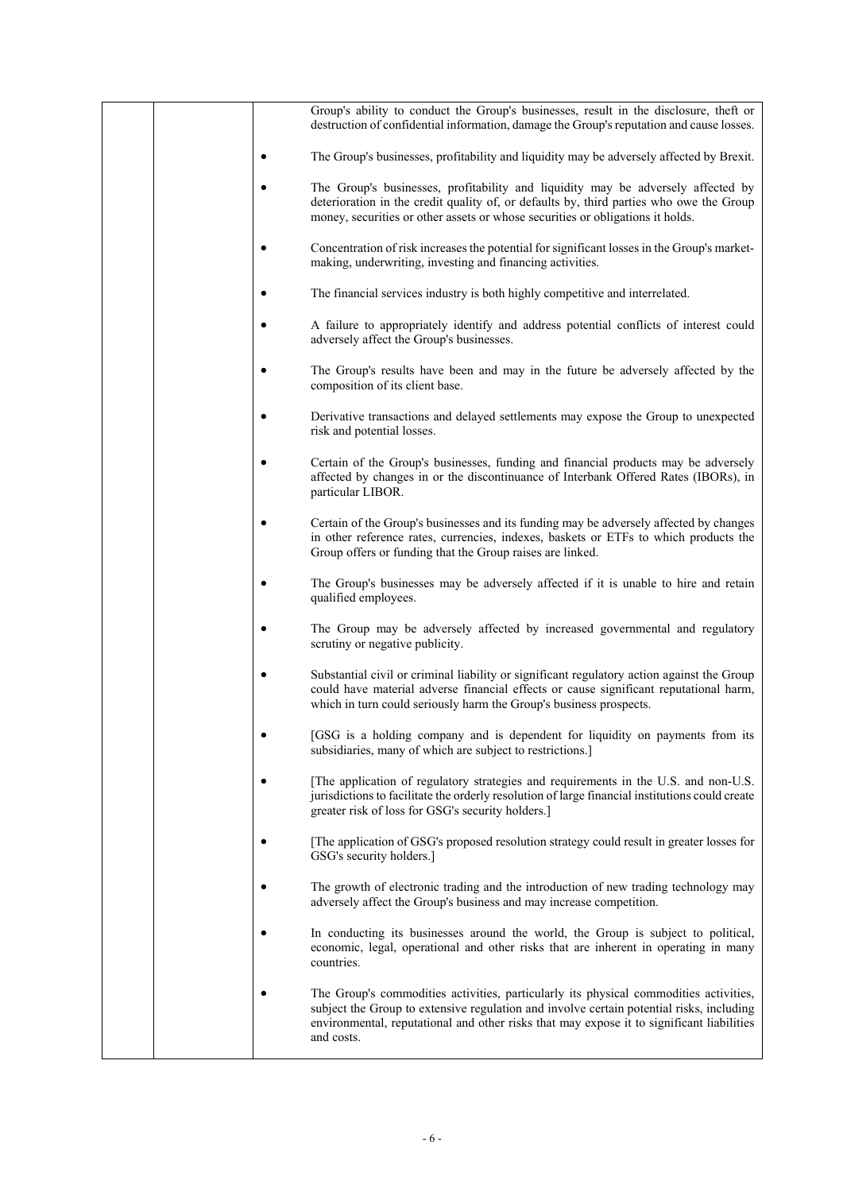Group's ability to conduct the Group's businesses, result in the disclosure, theft or destruction of confidential information, damage the Group's reputation and cause losses.

- The Group's businesses, profitability and liquidity may be adversely affected by Brexit.

- The Group's businesses, profitability and liquidity may be adversely affected by deterioration in the credit quality of, or defaults by, third parties who owe the Group money, securities or other assets or whose securities or obligations it holds.

- Concentration of risk increases the potential for significant losses in the Group's market-making, underwriting, investing and financing activities.

- The financial services industry is both highly competitive and interrelated.

- A failure to appropriately identify and address potential conflicts of interest could adversely affect the Group's businesses.

- The Group's results have been and may in the future be adversely affected by the composition of its client base.

- Derivative transactions and delayed settlements may expose the Group to unexpected risk and potential losses.

- Certain of the Group's businesses, funding and financial products may be adversely affected by changes in or the discontinuance of Interbank Offered Rates (IBORs), in particular LIBOR.

- Certain of the Group's businesses and its funding may be adversely affected by changes in other reference rates, currencies, indexes, baskets or ETFs to which products the Group offers or funding that the Group raises are linked.

- The Group's businesses may be adversely affected if it is unable to hire and retain qualified employees.

- The Group may be adversely affected by increased governmental and regulatory scrutiny or negative publicity.

- Substantial civil or criminal liability or significant regulatory action against the Group could have material adverse financial effects or cause significant reputational harm, which in turn could seriously harm the Group's business prospects.

- [GSG is a holding company and is dependent for liquidity on payments from its subsidiaries, many of which are subject to restrictions.]

- [The application of regulatory strategies and requirements in the U.S. and non-U.S. jurisdictions to facilitate the orderly resolution of large financial institutions could create greater risk of loss for GSG's security holders.]

- [The application of GSG's proposed resolution strategy could result in greater losses for GSG's security holders.]

- The growth of electronic trading and the introduction of new trading technology may adversely affect the Group's business and may increase competition.

- In conducting its businesses around the world, the Group is subject to political, economic, legal, operational and other risks that are inherent in operating in many countries.

- The Group's commodities activities, particularly its physical commodities activities, subject the Group to extensive regulation and involve certain potential risks, including environmental, reputational and other risks that may expose it to significant liabilities and costs.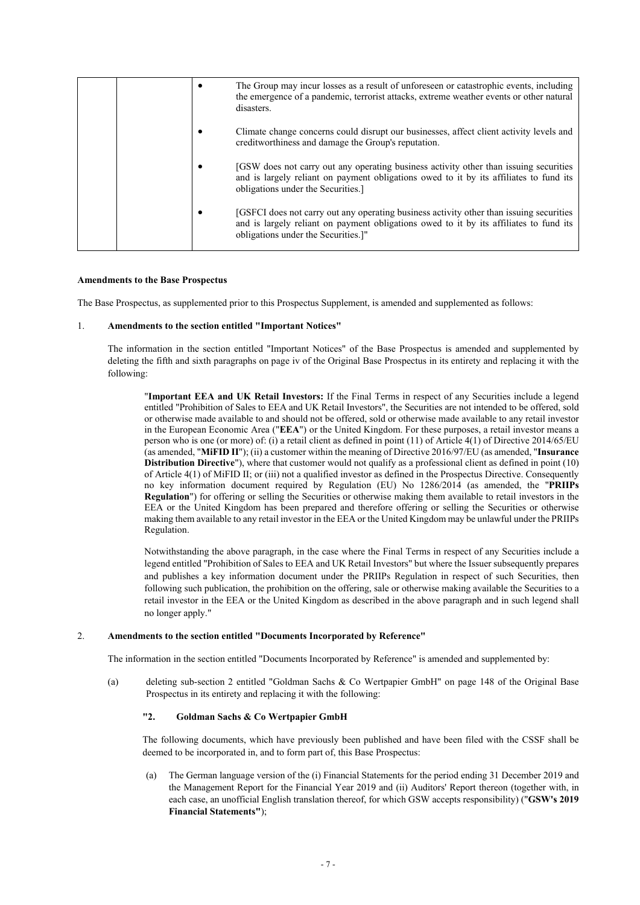| | | • | The Group may incur losses as a result of unforeseen or catastrophic events, including the emergence of a pandemic, terrorist attacks, extreme weather events or other natural disasters. |
|---|---|---|---|
| | | • | Climate change concerns could disrupt our businesses, affect client activity levels and creditworthiness and damage the Group's reputation. |
| | | • | [GSW does not carry out any operating business activity other than issuing securities and is largely reliant on payment obligations owed to it by its affiliates to fund its obligations under the Securities.] |
| | | • | [GSFCI does not carry out any operating business activity other than issuing securities and is largely reliant on payment obligations owed to it by its affiliates to fund its obligations under the Securities.]" |

**Amendments to the Base Prospectus**

The Base Prospectus, as supplemented prior to this Prospectus Supplement, is amended and supplemented as follows:

1. **Amendments to the section entitled "Important Notices"**

   The information in the section entitled "Important Notices" of the Base Prospectus is amended and supplemented by deleting the fifth and sixth paragraphs on page iv of the Original Base Prospectus in its entirety and replacing it with the following:

   "**Important EEA and UK Retail Investors:** If the Final Terms in respect of any Securities include a legend entitled "Prohibition of Sales to EEA and UK Retail Investors", the Securities are not intended to be offered, sold or otherwise made available to and should not be offered, sold or otherwise made available to any retail investor in the European Economic Area ("**EEA**") or the United Kingdom. For these purposes, a retail investor means a person who is one (or more) of: (i) a retail client as defined in point (11) of Article 4(1) of Directive 2014/65/EU (as amended, "**MiFID II**"); (ii) a customer within the meaning of Directive 2016/97/EU (as amended, "**Insurance Distribution Directive**"), where that customer would not qualify as a professional client as defined in point (10) of Article 4(1) of MiFID II; or (iii) not a qualified investor as defined in the Prospectus Directive. Consequently no key information document required by Regulation (EU) No 1286/2014 (as amended, the "**PRIIPs Regulation**") for offering or selling the Securities or otherwise making them available to retail investors in the EEA or the United Kingdom has been prepared and therefore offering or selling the Securities or otherwise making them available to any retail investor in the EEA or the United Kingdom may be unlawful under the PRIIPs Regulation.

   Notwithstanding the above paragraph, in the case where the Final Terms in respect of any Securities include a legend entitled "Prohibition of Sales to EEA and UK Retail Investors" but where the Issuer subsequently prepares and publishes a key information document under the PRIIPs Regulation in respect of such Securities, then following such publication, the prohibition on the offering, sale or otherwise making available the Securities to a retail investor in the EEA or the United Kingdom as described in the above paragraph and in such legend shall no longer apply."

2. **Amendments to the section entitled "Documents Incorporated by Reference"**

   The information in the section entitled "Documents Incorporated by Reference" is amended and supplemented by:

   (a) deleting sub-section 2 entitled "Goldman Sachs & Co Wertpapier GmbH" on page 148 of the Original Base Prospectus in its entirety and replacing it with the following:

   **"2. Goldman Sachs & Co Wertpapier GmbH**

   The following documents, which have previously been published and have been filed with the CSSF shall be deemed to be incorporated in, and to form part of, this Base Prospectus:

   (a) The German language version of the (i) Financial Statements for the period ending 31 December 2019 and the Management Report for the Financial Year 2019 and (ii) Auditors' Report thereon (together with, in each case, an unofficial English translation thereof, for which GSW accepts responsibility) ("**GSW's 2019 Financial Statements"**);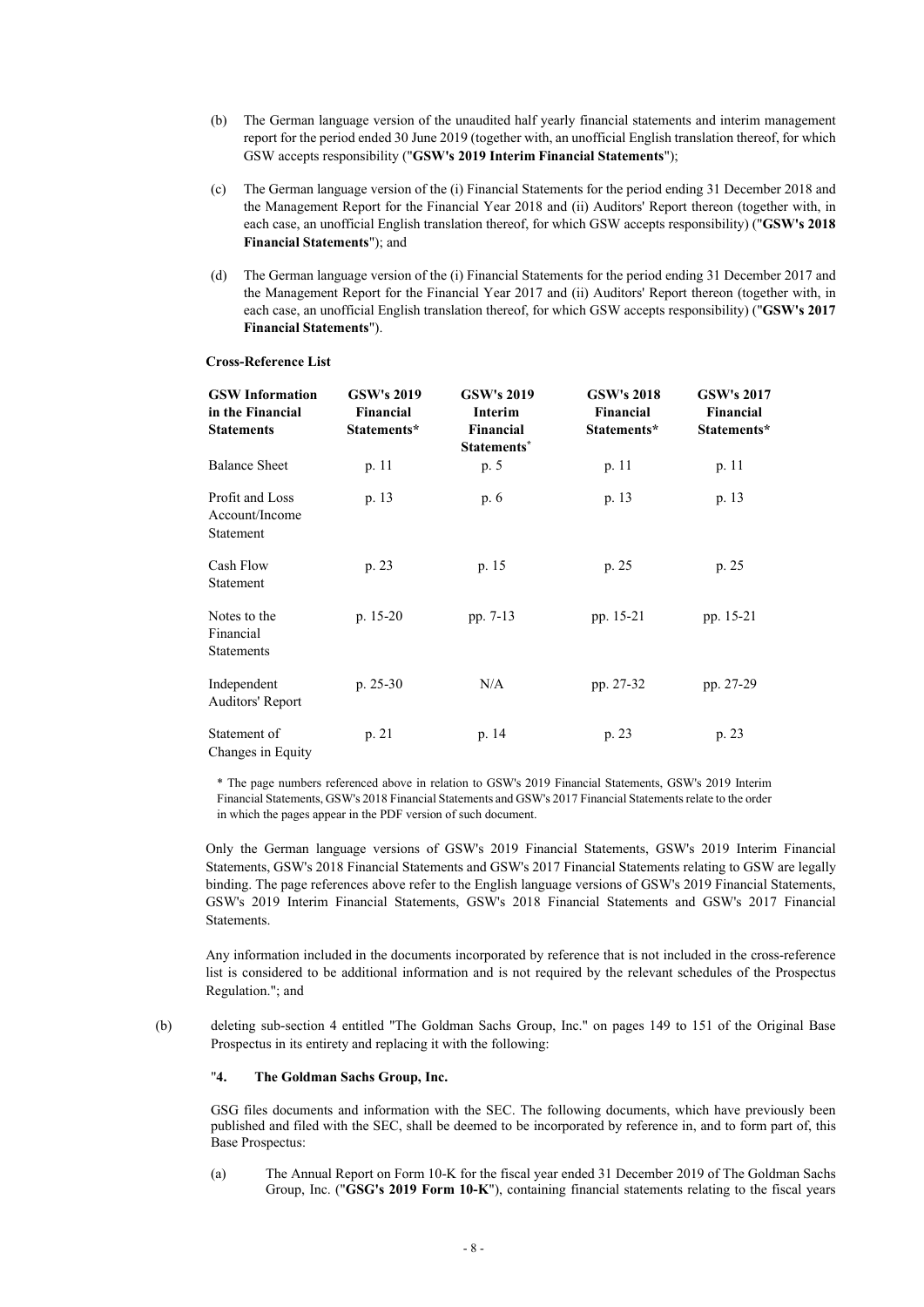(b) The German language version of the unaudited half yearly financial statements and interim management report for the period ended 30 June 2019 (together with, an unofficial English translation thereof, for which GSW accepts responsibility ("**GSW's 2019 Interim Financial Statements**");

(c) The German language version of the (i) Financial Statements for the period ending 31 December 2018 and the Management Report for the Financial Year 2018 and (ii) Auditors' Report thereon (together with, in each case, an unofficial English translation thereof, for which GSW accepts responsibility) ("**GSW's 2018 Financial Statements**"); and

(d) The German language version of the (i) Financial Statements for the period ending 31 December 2017 and the Management Report for the Financial Year 2017 and (ii) Auditors' Report thereon (together with, in each case, an unofficial English translation thereof, for which GSW accepts responsibility) ("**GSW's 2017 Financial Statements**").

**Cross-Reference List**

| GSW Information in the Financial Statements | GSW's 2019 Financial Statements* | GSW's 2019 Interim Financial Statements* | GSW's 2018 Financial Statements* | GSW's 2017 Financial Statements* |
|---|---|---|---|---|
| Balance Sheet | p. 11 | p. 5 | p. 11 | p. 11 |
| Profit and Loss Account/Income Statement | p. 13 | p. 6 | p. 13 | p. 13 |
| Cash Flow Statement | p. 23 | p. 15 | p. 25 | p. 25 |
| Notes to the Financial Statements | p. 15-20 | pp. 7-13 | pp. 15-21 | pp. 15-21 |
| Independent Auditors' Report | p. 25-30 | N/A | pp. 27-32 | pp. 27-29 |
| Statement of Changes in Equity | p. 21 | p. 14 | p. 23 | p. 23 |

\* The page numbers referenced above in relation to GSW's 2019 Financial Statements, GSW's 2019 Interim Financial Statements, GSW's 2018 Financial Statements and GSW's 2017 Financial Statements relate to the order in which the pages appear in the PDF version of such document.

Only the German language versions of GSW's 2019 Financial Statements, GSW's 2019 Interim Financial Statements, GSW's 2018 Financial Statements and GSW's 2017 Financial Statements relating to GSW are legally binding. The page references above refer to the English language versions of GSW's 2019 Financial Statements, GSW's 2019 Interim Financial Statements, GSW's 2018 Financial Statements and GSW's 2017 Financial Statements.

Any information included in the documents incorporated by reference that is not included in the cross-reference list is considered to be additional information and is not required by the relevant schedules of the Prospectus Regulation."; and

(b) deleting sub-section 4 entitled "The Goldman Sachs Group, Inc." on pages 149 to 151 of the Original Base Prospectus in its entirety and replacing it with the following:

"**4. The Goldman Sachs Group, Inc.**

GSG files documents and information with the SEC. The following documents, which have previously been published and filed with the SEC, shall be deemed to be incorporated by reference in, and to form part of, this Base Prospectus:

(a) The Annual Report on Form 10-K for the fiscal year ended 31 December 2019 of The Goldman Sachs Group, Inc. ("**GSG's 2019 Form 10-K**"), containing financial statements relating to the fiscal years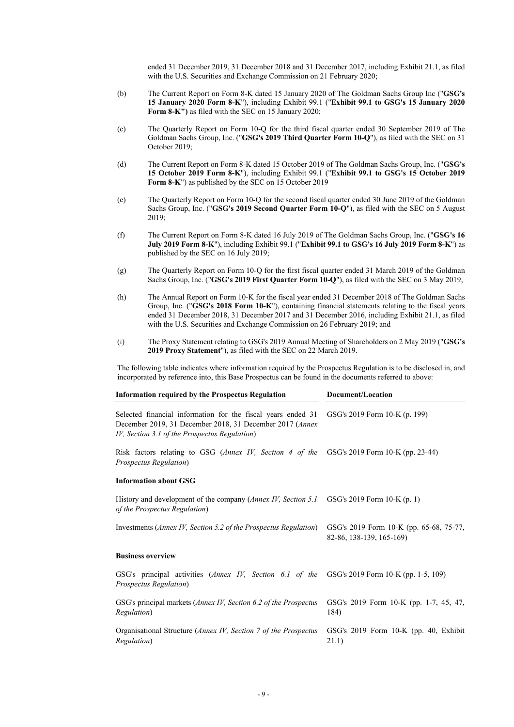ended 31 December 2019, 31 December 2018 and 31 December 2017, including Exhibit 21.1, as filed with the U.S. Securities and Exchange Commission on 21 February 2020;

(b) The Current Report on Form 8-K dated 15 January 2020 of The Goldman Sachs Group Inc ("**GSG's 15 January 2020 Form 8-K**"), including Exhibit 99.1 ("**Exhibit 99.1 to GSG's 15 January 2020 Form 8-K")** as filed with the SEC on 15 January 2020;

(c) The Quarterly Report on Form 10-Q for the third fiscal quarter ended 30 September 2019 of The Goldman Sachs Group, Inc. ("**GSG's 2019 Third Quarter Form 10-Q**"), as filed with the SEC on 31 October 2019;

(d) The Current Report on Form 8-K dated 15 October 2019 of The Goldman Sachs Group, Inc. ("**GSG's 15 October 2019 Form 8-K**"), including Exhibit 99.1 ("**Exhibit 99.1 to GSG's 15 October 2019 Form 8-K**") as published by the SEC on 15 October 2019

(e) The Quarterly Report on Form 10-Q for the second fiscal quarter ended 30 June 2019 of the Goldman Sachs Group, Inc. ("**GSG's 2019 Second Quarter Form 10-Q**"), as filed with the SEC on 5 August 2019;

(f) The Current Report on Form 8-K dated 16 July 2019 of The Goldman Sachs Group, Inc. ("**GSG's 16 July 2019 Form 8-K**"), including Exhibit 99.1 ("**Exhibit 99.1 to GSG's 16 July 2019 Form 8-K**") as published by the SEC on 16 July 2019;

(g) The Quarterly Report on Form 10-Q for the first fiscal quarter ended 31 March 2019 of the Goldman Sachs Group, Inc. ("**GSG's 2019 First Quarter Form 10-Q**"), as filed with the SEC on 3 May 2019;

(h) The Annual Report on Form 10-K for the fiscal year ended 31 December 2018 of The Goldman Sachs Group, Inc. ("**GSG's 2018 Form 10-K**"), containing financial statements relating to the fiscal years ended 31 December 2018, 31 December 2017 and 31 December 2016, including Exhibit 21.1, as filed with the U.S. Securities and Exchange Commission on 26 February 2019; and

(i) The Proxy Statement relating to GSG's 2019 Annual Meeting of Shareholders on 2 May 2019 ("**GSG's 2019 Proxy Statement**"), as filed with the SEC on 22 March 2019.

The following table indicates where information required by the Prospectus Regulation is to be disclosed in, and incorporated by reference into, this Base Prospectus can be found in the documents referred to above:

| **Information required by the Prospectus Regulation** | **Document/Location** |
|---|---|
| Selected financial information for the fiscal years ended 31 December 2019, 31 December 2018, 31 December 2017 (*Annex IV, Section 3.1 of the Prospectus Regulation*) | GSG's 2019 Form 10-K (p. 199) |
| Risk factors relating to GSG (*Annex IV, Section 4 of the Prospectus Regulation*) | GSG's 2019 Form 10-K (pp. 23-44) |
| **Information about GSG** | |
| History and development of the company (*Annex IV, Section 5.1 of the Prospectus Regulation*) | GSG's 2019 Form 10-K (p. 1) |
| Investments (*Annex IV, Section 5.2 of the Prospectus Regulation*) | GSG's 2019 Form 10-K (pp. 65-68, 75-77, 82-86, 138-139, 165-169) |
| **Business overview** | |
| GSG's principal activities (*Annex IV, Section 6.1 of the Prospectus Regulation*) | GSG's 2019 Form 10-K (pp. 1-5, 109) |
| GSG's principal markets (*Annex IV, Section 6.2 of the Prospectus Regulation*) | GSG's 2019 Form 10-K (pp. 1-7, 45, 47, 184) |
| Organisational Structure (*Annex IV, Section 7 of the Prospectus Regulation*) | GSG's 2019 Form 10-K (pp. 40, Exhibit 21.1) |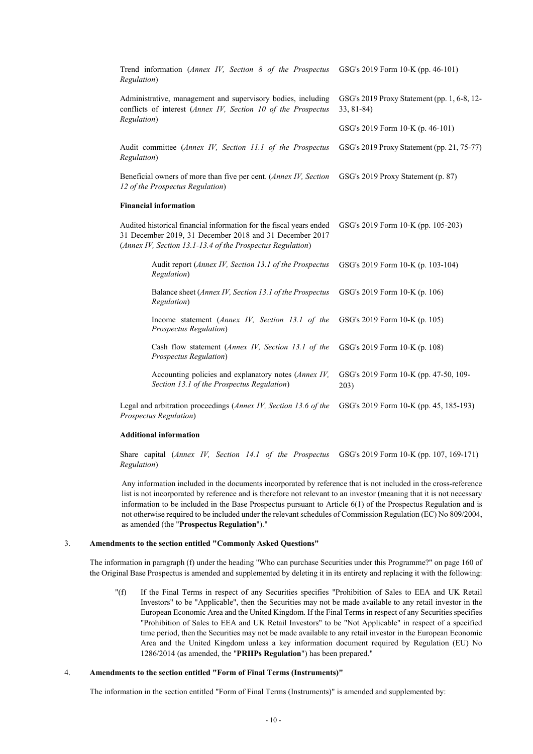| | |
|---|---|
| Trend information (*Annex IV, Section 8 of the Prospectus Regulation*) | GSG's 2019 Form 10-K (pp. 46-101) |
| Administrative, management and supervisory bodies, including conflicts of interest (*Annex IV, Section 10 of the Prospectus Regulation*) | GSG's 2019 Proxy Statement (pp. 1, 6-8, 12-33, 81-84) |
| | GSG's 2019 Form 10-K (p. 46-101) |
| Audit committee (*Annex IV, Section 11.1 of the Prospectus Regulation*) | GSG's 2019 Proxy Statement (pp. 21, 75-77) |
| Beneficial owners of more than five per cent. (*Annex IV, Section 12 of the Prospectus Regulation*) | GSG's 2019 Proxy Statement (p. 87) |
| **Financial information** | |
| Audited historical financial information for the fiscal years ended 31 December 2019, 31 December 2018 and 31 December 2017 (*Annex IV, Section 13.1-13.4 of the Prospectus Regulation*) | GSG's 2019 Form 10-K (pp. 105-203) |
| Audit report (*Annex IV, Section 13.1 of the Prospectus Regulation*) | GSG's 2019 Form 10-K (p. 103-104) |
| Balance sheet (*Annex IV, Section 13.1 of the Prospectus Regulation*) | GSG's 2019 Form 10-K (p. 106) |
| Income statement (*Annex IV, Section 13.1 of the Prospectus Regulation*) | GSG's 2019 Form 10-K (p. 105) |
| Cash flow statement (*Annex IV, Section 13.1 of the Prospectus Regulation*) | GSG's 2019 Form 10-K (p. 108) |
| Accounting policies and explanatory notes (*Annex IV, Section 13.1 of the Prospectus Regulation*) | GSG's 2019 Form 10-K (pp. 47-50, 109-203) |
| Legal and arbitration proceedings (*Annex IV, Section 13.6 of the Prospectus Regulation*) | GSG's 2019 Form 10-K (pp. 45, 185-193) |
| **Additional information** | |
| Share capital (*Annex IV, Section 14.1 of the Prospectus Regulation*) | GSG's 2019 Form 10-K (pp. 107, 169-171) |

Any information included in the documents incorporated by reference that is not included in the cross-reference list is not incorporated by reference and is therefore not relevant to an investor (meaning that it is not necessary information to be included in the Base Prospectus pursuant to Article 6(1) of the Prospectus Regulation and is not otherwise required to be included under the relevant schedules of Commission Regulation (EC) No 809/2004, as amended (the "**Prospectus Regulation**")."

3. **Amendments to the section entitled "Commonly Asked Questions"**

The information in paragraph (f) under the heading "Who can purchase Securities under this Programme?" on page 160 of the Original Base Prospectus is amended and supplemented by deleting it in its entirety and replacing it with the following:

"(f) If the Final Terms in respect of any Securities specifies "Prohibition of Sales to EEA and UK Retail Investors" to be "Applicable", then the Securities may not be made available to any retail investor in the European Economic Area and the United Kingdom. If the Final Terms in respect of any Securities specifies "Prohibition of Sales to EEA and UK Retail Investors" to be "Not Applicable" in respect of a specified time period, then the Securities may not be made available to any retail investor in the European Economic Area and the United Kingdom unless a key information document required by Regulation (EU) No 1286/2014 (as amended, the "**PRIIPs Regulation**") has been prepared."

4. **Amendments to the section entitled "Form of Final Terms (Instruments)"**

The information in the section entitled "Form of Final Terms (Instruments)" is amended and supplemented by: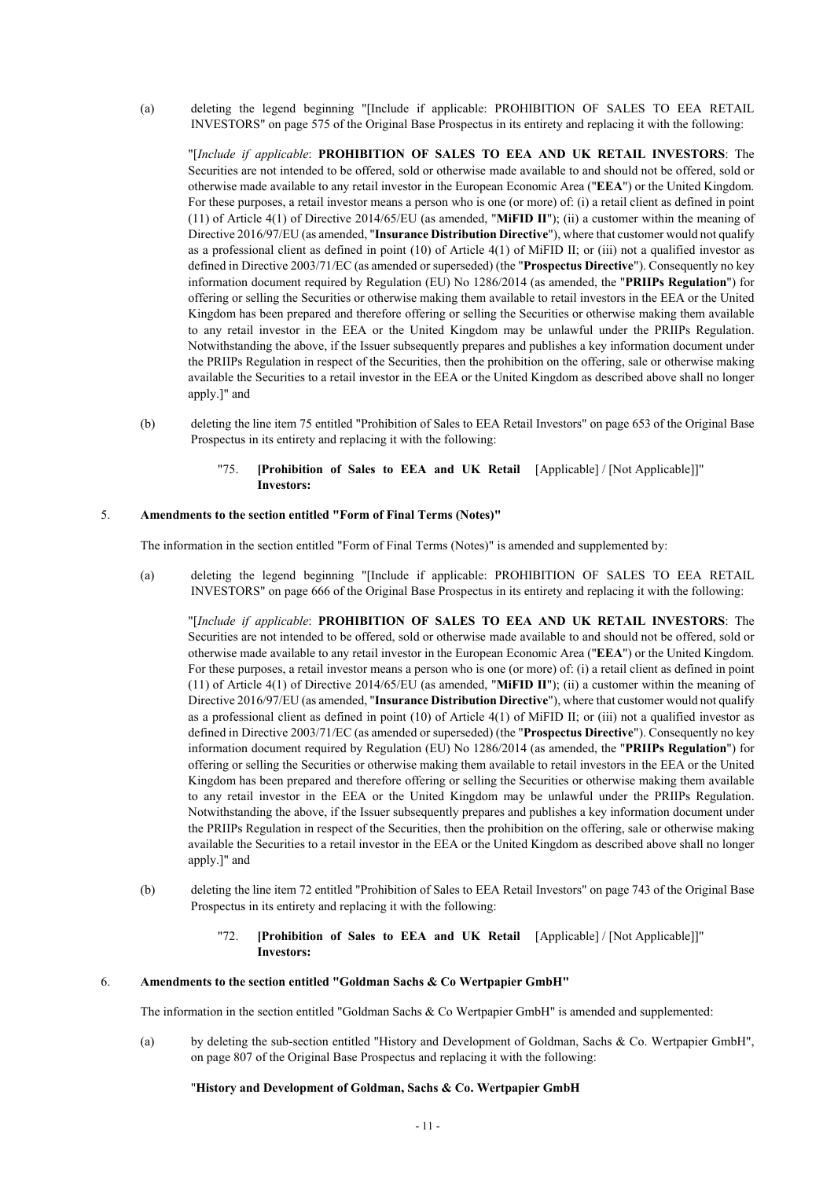(a) deleting the legend beginning "[Include if applicable: PROHIBITION OF SALES TO EEA RETAIL INVESTORS" on page 575 of the Original Base Prospectus in its entirety and replacing it with the following:

"[*Include if applicable*: **PROHIBITION OF SALES TO EEA AND UK RETAIL INVESTORS**: The Securities are not intended to be offered, sold or otherwise made available to and should not be offered, sold or otherwise made available to any retail investor in the European Economic Area ("**EEA**") or the United Kingdom. For these purposes, a retail investor means a person who is one (or more) of: (i) a retail client as defined in point (11) of Article 4(1) of Directive 2014/65/EU (as amended, "**MiFID II**"); (ii) a customer within the meaning of Directive 2016/97/EU (as amended, "**Insurance Distribution Directive**"), where that customer would not qualify as a professional client as defined in point (10) of Article 4(1) of MiFID II; or (iii) not a qualified investor as defined in Directive 2003/71/EC (as amended or superseded) (the "**Prospectus Directive**"). Consequently no key information document required by Regulation (EU) No 1286/2014 (as amended, the "**PRIIPs Regulation**") for offering or selling the Securities or otherwise making them available to retail investors in the EEA or the United Kingdom has been prepared and therefore offering or selling the Securities or otherwise making them available to any retail investor in the EEA or the United Kingdom may be unlawful under the PRIIPs Regulation. Notwithstanding the above, if the Issuer subsequently prepares and publishes a key information document under the PRIIPs Regulation in respect of the Securities, then the prohibition on the offering, sale or otherwise making available the Securities to a retail investor in the EEA or the United Kingdom as described above shall no longer apply.]" and

(b) deleting the line item 75 entitled "Prohibition of Sales to EEA Retail Investors" on page 653 of the Original Base Prospectus in its entirety and replacing it with the following:

| "75. | **[Prohibition of Sales to EEA and UK Retail Investors:** | [Applicable] / [Not Applicable]]" |
|---|---|---|

## 5. Amendments to the section entitled "Form of Final Terms (Notes)"

The information in the section entitled "Form of Final Terms (Notes)" is amended and supplemented by:

(a) deleting the legend beginning "[Include if applicable: PROHIBITION OF SALES TO EEA RETAIL INVESTORS" on page 666 of the Original Base Prospectus in its entirety and replacing it with the following:

"[*Include if applicable*: **PROHIBITION OF SALES TO EEA AND UK RETAIL INVESTORS**: The Securities are not intended to be offered, sold or otherwise made available to and should not be offered, sold or otherwise made available to any retail investor in the European Economic Area ("**EEA**") or the United Kingdom. For these purposes, a retail investor means a person who is one (or more) of: (i) a retail client as defined in point (11) of Article 4(1) of Directive 2014/65/EU (as amended, "**MiFID II**"); (ii) a customer within the meaning of Directive 2016/97/EU (as amended, "**Insurance Distribution Directive**"), where that customer would not qualify as a professional client as defined in point (10) of Article 4(1) of MiFID II; or (iii) not a qualified investor as defined in Directive 2003/71/EC (as amended or superseded) (the "**Prospectus Directive**"). Consequently no key information document required by Regulation (EU) No 1286/2014 (as amended, the "**PRIIPs Regulation**") for offering or selling the Securities or otherwise making them available to retail investors in the EEA or the United Kingdom has been prepared and therefore offering or selling the Securities or otherwise making them available to any retail investor in the EEA or the United Kingdom may be unlawful under the PRIIPs Regulation. Notwithstanding the above, if the Issuer subsequently prepares and publishes a key information document under the PRIIPs Regulation in respect of the Securities, then the prohibition on the offering, sale or otherwise making available the Securities to a retail investor in the EEA or the United Kingdom as described above shall no longer apply.]" and

(b) deleting the line item 72 entitled "Prohibition of Sales to EEA Retail Investors" on page 743 of the Original Base Prospectus in its entirety and replacing it with the following:

| "72. | **[Prohibition of Sales to EEA and UK Retail Investors:** | [Applicable] / [Not Applicable]]" |
|---|---|---|

## 6. Amendments to the section entitled "Goldman Sachs & Co Wertpapier GmbH"

The information in the section entitled "Goldman Sachs & Co Wertpapier GmbH" is amended and supplemented:

(a) by deleting the sub-section entitled "History and Development of Goldman, Sachs & Co. Wertpapier GmbH", on page 807 of the Original Base Prospectus and replacing it with the following:

"**History and Development of Goldman, Sachs & Co. Wertpapier GmbH**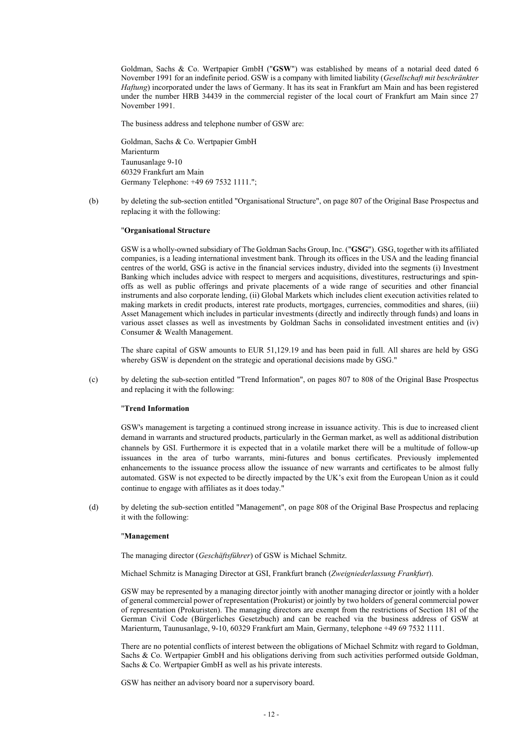Goldman, Sachs & Co. Wertpapier GmbH ("**GSW**") was established by means of a notarial deed dated 6 November 1991 for an indefinite period. GSW is a company with limited liability (*Gesellschaft mit beschränkter Haftung*) incorporated under the laws of Germany. It has its seat in Frankfurt am Main and has been registered under the number HRB 34439 in the commercial register of the local court of Frankfurt am Main since 27 November 1991.

The business address and telephone number of GSW are:

Goldman, Sachs & Co. Wertpapier GmbH
Marienturm
Taunusanlage 9-10
60329 Frankfurt am Main
Germany Telephone: +49 69 7532 1111.";

(b) by deleting the sub-section entitled "Organisational Structure", on page 807 of the Original Base Prospectus and replacing it with the following:

"**Organisational Structure**

GSW is a wholly-owned subsidiary of The Goldman Sachs Group, Inc. ("**GSG**"). GSG, together with its affiliated companies, is a leading international investment bank. Through its offices in the USA and the leading financial centres of the world, GSG is active in the financial services industry, divided into the segments (i) Investment Banking which includes advice with respect to mergers and acquisitions, divestitures, restructurings and spin-offs as well as public offerings and private placements of a wide range of securities and other financial instruments and also corporate lending, (ii) Global Markets which includes client execution activities related to making markets in credit products, interest rate products, mortgages, currencies, commodities and shares, (iii) Asset Management which includes in particular investments (directly and indirectly through funds) and loans in various asset classes as well as investments by Goldman Sachs in consolidated investment entities and (iv) Consumer & Wealth Management.

The share capital of GSW amounts to EUR 51,129.19 and has been paid in full. All shares are held by GSG whereby GSW is dependent on the strategic and operational decisions made by GSG."

(c) by deleting the sub-section entitled "Trend Information", on pages 807 to 808 of the Original Base Prospectus and replacing it with the following:

"**Trend Information**

GSW's management is targeting a continued strong increase in issuance activity. This is due to increased client demand in warrants and structured products, particularly in the German market, as well as additional distribution channels by GSI. Furthermore it is expected that in a volatile market there will be a multitude of follow-up issuances in the area of turbo warrants, mini-futures and bonus certificates. Previously implemented enhancements to the issuance process allow the issuance of new warrants and certificates to be almost fully automated. GSW is not expected to be directly impacted by the UK's exit from the European Union as it could continue to engage with affiliates as it does today."

(d) by deleting the sub-section entitled "Management", on page 808 of the Original Base Prospectus and replacing it with the following:

"**Management**

The managing director (*Geschäftsführer*) of GSW is Michael Schmitz.

Michael Schmitz is Managing Director at GSI, Frankfurt branch (*Zweigniederlassung Frankfurt*).

GSW may be represented by a managing director jointly with another managing director or jointly with a holder of general commercial power of representation (Prokurist) or jointly by two holders of general commercial power of representation (Prokuristen). The managing directors are exempt from the restrictions of Section 181 of the German Civil Code (Bürgerliches Gesetzbuch) and can be reached via the business address of GSW at Marienturm, Taunusanlage, 9-10, 60329 Frankfurt am Main, Germany, telephone +49 69 7532 1111.

There are no potential conflicts of interest between the obligations of Michael Schmitz with regard to Goldman, Sachs & Co. Wertpapier GmbH and his obligations deriving from such activities performed outside Goldman, Sachs & Co. Wertpapier GmbH as well as his private interests.

GSW has neither an advisory board nor a supervisory board.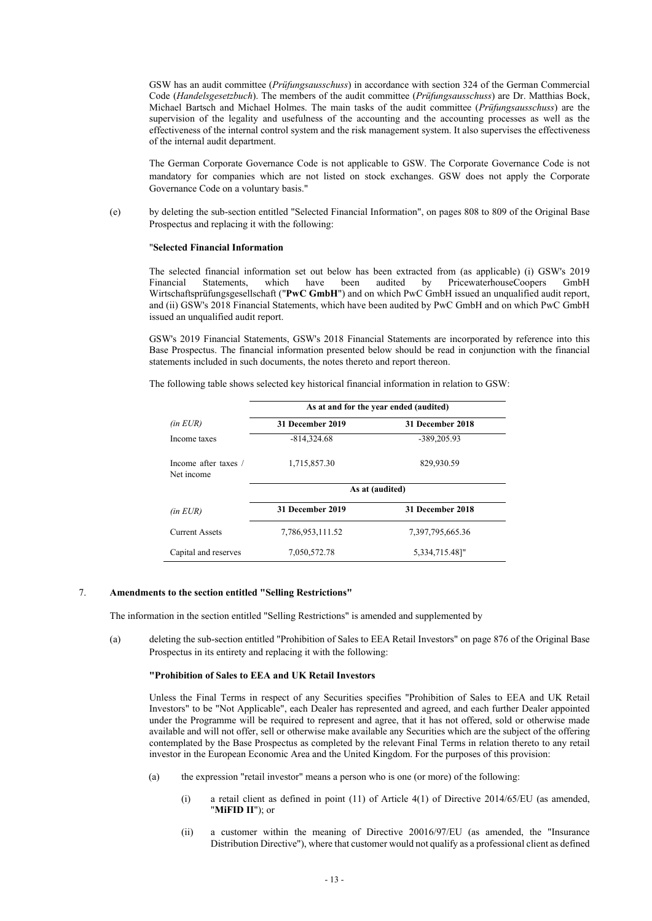GSW has an audit committee (*Prüfungsausschuss*) in accordance with section 324 of the German Commercial Code (*Handelsgesetzbuch*). The members of the audit committee (*Prüfungsausschuss*) are Dr. Matthias Bock, Michael Bartsch and Michael Holmes. The main tasks of the audit committee (*Prüfungsausschuss*) are the supervision of the legality and usefulness of the accounting and the accounting processes as well as the effectiveness of the internal control system and the risk management system. It also supervises the effectiveness of the internal audit department.

The German Corporate Governance Code is not applicable to GSW. The Corporate Governance Code is not mandatory for companies which are not listed on stock exchanges. GSW does not apply the Corporate Governance Code on a voluntary basis."

(e) by deleting the sub-section entitled "Selected Financial Information", on pages 808 to 809 of the Original Base Prospectus and replacing it with the following:

"**Selected Financial Information**

The selected financial information set out below has been extracted from (as applicable) (i) GSW's 2019 Financial Statements, which have been audited by PricewaterhouseCoopers GmbH Wirtschaftsprüfungsgesellschaft ("**PwC GmbH**") and on which PwC GmbH issued an unqualified audit report, and (ii) GSW's 2018 Financial Statements, which have been audited by PwC GmbH and on which PwC GmbH issued an unqualified audit report.

GSW's 2019 Financial Statements, GSW's 2018 Financial Statements are incorporated by reference into this Base Prospectus. The financial information presented below should be read in conjunction with the financial statements included in such documents, the notes thereto and report thereon.

The following table shows selected key historical financial information in relation to GSW:

| | As at and for the year ended (audited) | |
|---|---|---|
| *(in EUR)* | **31 December 2019** | **31 December 2018** |
| Income taxes | -814,324.68 | -389,205.93 |
| Income after taxes / Net income | 1,715,857.30 | 829,930.59 |
| | **As at (audited)** | |
| *(in EUR)* | **31 December 2019** | **31 December 2018** |
| Current Assets | 7,786,953,111.52 | 7,397,795,665.36 |
| Capital and reserves | 7,050,572.78 | 5,334,715.48]" |

7. **Amendments to the section entitled "Selling Restrictions"**

The information in the section entitled "Selling Restrictions" is amended and supplemented by

(a) deleting the sub-section entitled "Prohibition of Sales to EEA Retail Investors" on page 876 of the Original Base Prospectus in its entirety and replacing it with the following:

**"Prohibition of Sales to EEA and UK Retail Investors**

Unless the Final Terms in respect of any Securities specifies "Prohibition of Sales to EEA and UK Retail Investors" to be "Not Applicable", each Dealer has represented and agreed, and each further Dealer appointed under the Programme will be required to represent and agree, that it has not offered, sold or otherwise made available and will not offer, sell or otherwise make available any Securities which are the subject of the offering contemplated by the Base Prospectus as completed by the relevant Final Terms in relation thereto to any retail investor in the European Economic Area and the United Kingdom. For the purposes of this provision:

(a) the expression "retail investor" means a person who is one (or more) of the following:

(i) a retail client as defined in point (11) of Article 4(1) of Directive 2014/65/EU (as amended, "**MiFID II**"); or

(ii) a customer within the meaning of Directive 20016/97/EU (as amended, the "Insurance Distribution Directive"), where that customer would not qualify as a professional client as defined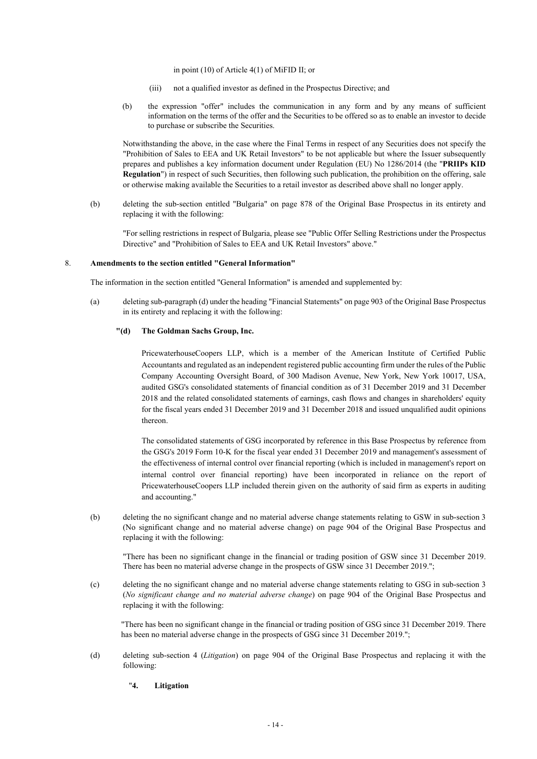in point (10) of Article 4(1) of MiFID II; or

(iii) not a qualified investor as defined in the Prospectus Directive; and

(b) the expression "offer" includes the communication in any form and by any means of sufficient information on the terms of the offer and the Securities to be offered so as to enable an investor to decide to purchase or subscribe the Securities.

Notwithstanding the above, in the case where the Final Terms in respect of any Securities does not specify the "Prohibition of Sales to EEA and UK Retail Investors" to be not applicable but where the Issuer subsequently prepares and publishes a key information document under Regulation (EU) No 1286/2014 (the "**PRIIPs KID Regulation**") in respect of such Securities, then following such publication, the prohibition on the offering, sale or otherwise making available the Securities to a retail investor as described above shall no longer apply.

(b) deleting the sub-section entitled "Bulgaria" on page 878 of the Original Base Prospectus in its entirety and replacing it with the following:

"For selling restrictions in respect of Bulgaria, please see "Public Offer Selling Restrictions under the Prospectus Directive" and "Prohibition of Sales to EEA and UK Retail Investors" above."

## 8. Amendments to the section entitled "General Information"

The information in the section entitled "General Information" is amended and supplemented by:

(a) deleting sub-paragraph (d) under the heading "Financial Statements" on page 903 of the Original Base Prospectus in its entirety and replacing it with the following:

**"(d) The Goldman Sachs Group, Inc.**

PricewaterhouseCoopers LLP, which is a member of the American Institute of Certified Public Accountants and regulated as an independent registered public accounting firm under the rules of the Public Company Accounting Oversight Board, of 300 Madison Avenue, New York, New York 10017, USA, audited GSG's consolidated statements of financial condition as of 31 December 2019 and 31 December 2018 and the related consolidated statements of earnings, cash flows and changes in shareholders' equity for the fiscal years ended 31 December 2019 and 31 December 2018 and issued unqualified audit opinions thereon.

The consolidated statements of GSG incorporated by reference in this Base Prospectus by reference from the GSG's 2019 Form 10-K for the fiscal year ended 31 December 2019 and management's assessment of the effectiveness of internal control over financial reporting (which is included in management's report on internal control over financial reporting) have been incorporated in reliance on the report of PricewaterhouseCoopers LLP included therein given on the authority of said firm as experts in auditing and accounting."

(b) deleting the no significant change and no material adverse change statements relating to GSW in sub-section 3 (No significant change and no material adverse change) on page 904 of the Original Base Prospectus and replacing it with the following:

"There has been no significant change in the financial or trading position of GSW since 31 December 2019. There has been no material adverse change in the prospects of GSW since 31 December 2019.";

(c) deleting the no significant change and no material adverse change statements relating to GSG in sub-section 3 (*No significant change and no material adverse change*) on page 904 of the Original Base Prospectus and replacing it with the following:

"There has been no significant change in the financial or trading position of GSG since 31 December 2019. There has been no material adverse change in the prospects of GSG since 31 December 2019.";

(d) deleting sub-section 4 (*Litigation*) on page 904 of the Original Base Prospectus and replacing it with the following:

"**4. Litigation**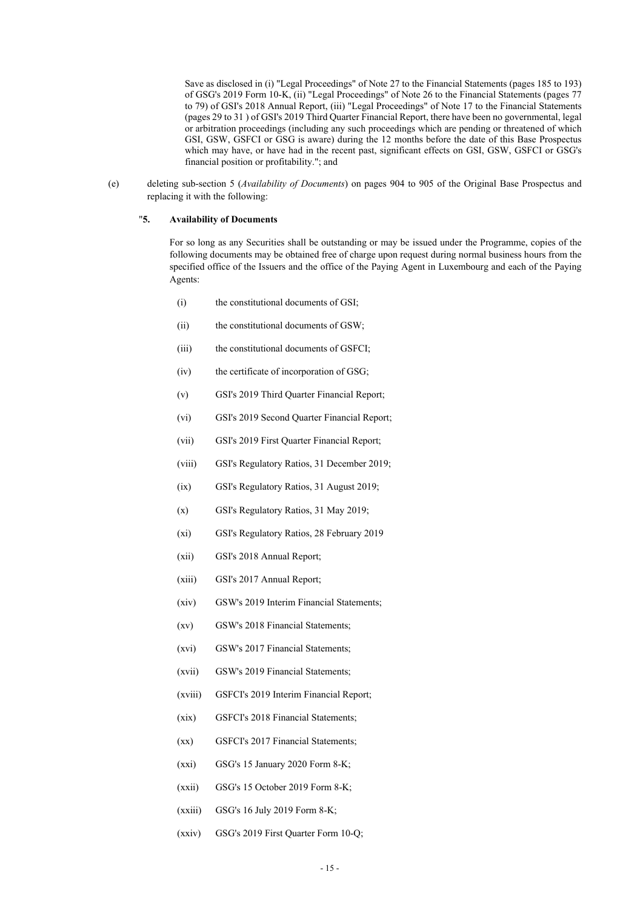Save as disclosed in (i) "Legal Proceedings" of Note 27 to the Financial Statements (pages 185 to 193) of GSG's 2019 Form 10-K, (ii) "Legal Proceedings" of Note 26 to the Financial Statements (pages 77 to 79) of GSI's 2018 Annual Report, (iii) "Legal Proceedings" of Note 17 to the Financial Statements (pages 29 to 31 ) of GSI's 2019 Third Quarter Financial Report, there have been no governmental, legal or arbitration proceedings (including any such proceedings which are pending or threatened of which GSI, GSW, GSFCI or GSG is aware) during the 12 months before the date of this Base Prospectus which may have, or have had in the recent past, significant effects on GSI, GSW, GSFCI or GSG's financial position or profitability."; and

(e) deleting sub-section 5 (*Availability of Documents*) on pages 904 to 905 of the Original Base Prospectus and replacing it with the following:

"**5. Availability of Documents**

For so long as any Securities shall be outstanding or may be issued under the Programme, copies of the following documents may be obtained free of charge upon request during normal business hours from the specified office of the Issuers and the office of the Paying Agent in Luxembourg and each of the Paying Agents:

(i) the constitutional documents of GSI;

(ii) the constitutional documents of GSW;

(iii) the constitutional documents of GSFCI;

(iv) the certificate of incorporation of GSG;

(v) GSI's 2019 Third Quarter Financial Report;

(vi) GSI's 2019 Second Quarter Financial Report;

(vii) GSI's 2019 First Quarter Financial Report;

(viii) GSI's Regulatory Ratios, 31 December 2019;

(ix) GSI's Regulatory Ratios, 31 August 2019;

(x) GSI's Regulatory Ratios, 31 May 2019;

(xi) GSI's Regulatory Ratios, 28 February 2019

(xii) GSI's 2018 Annual Report;

(xiii) GSI's 2017 Annual Report;

(xiv) GSW's 2019 Interim Financial Statements;

(xv) GSW's 2018 Financial Statements;

(xvi) GSW's 2017 Financial Statements;

(xvii) GSW's 2019 Financial Statements;

(xviii) GSFCI's 2019 Interim Financial Report;

(xix) GSFCI's 2018 Financial Statements;

(xx) GSFCI's 2017 Financial Statements;

(xxi) GSG's 15 January 2020 Form 8-K;

(xxii) GSG's 15 October 2019 Form 8-K;

(xxiii) GSG's 16 July 2019 Form 8-K;

(xxiv) GSG's 2019 First Quarter Form 10-Q;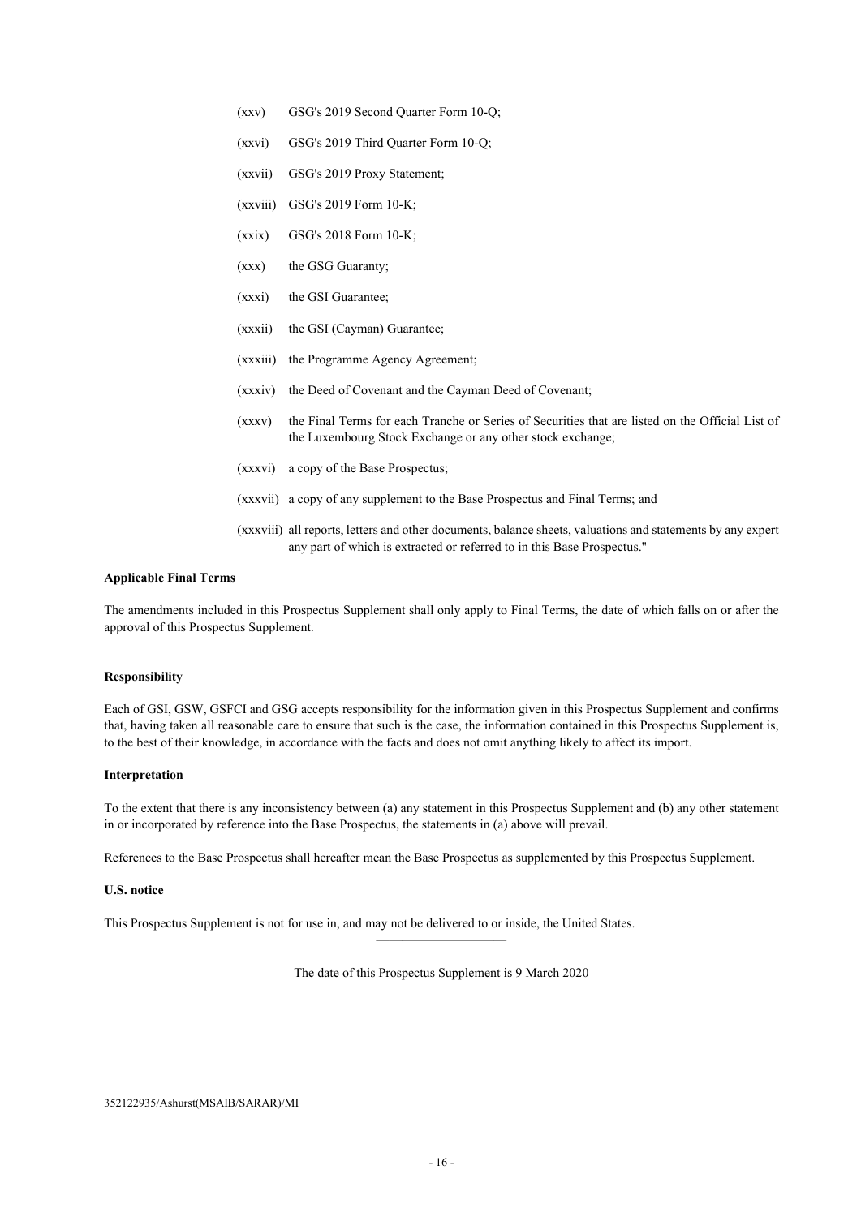(xxv) GSG's 2019 Second Quarter Form 10-Q;

(xxvi) GSG's 2019 Third Quarter Form 10-Q;

(xxvii) GSG's 2019 Proxy Statement;

(xxviii) GSG's 2019 Form 10-K;

(xxix) GSG's 2018 Form 10-K;

(xxx) the GSG Guaranty;

(xxxi) the GSI Guarantee;

(xxxii) the GSI (Cayman) Guarantee;

(xxxiii) the Programme Agency Agreement;

(xxxiv) the Deed of Covenant and the Cayman Deed of Covenant;

(xxxv) the Final Terms for each Tranche or Series of Securities that are listed on the Official List of the Luxembourg Stock Exchange or any other stock exchange;

(xxxvi) a copy of the Base Prospectus;

(xxxvii) a copy of any supplement to the Base Prospectus and Final Terms; and

(xxxviii) all reports, letters and other documents, balance sheets, valuations and statements by any expert any part of which is extracted or referred to in this Base Prospectus."

**Applicable Final Terms**

The amendments included in this Prospectus Supplement shall only apply to Final Terms, the date of which falls on or after the approval of this Prospectus Supplement.

**Responsibility**

Each of GSI, GSW, GSFCI and GSG accepts responsibility for the information given in this Prospectus Supplement and confirms that, having taken all reasonable care to ensure that such is the case, the information contained in this Prospectus Supplement is, to the best of their knowledge, in accordance with the facts and does not omit anything likely to affect its import.

**Interpretation**

To the extent that there is any inconsistency between (a) any statement in this Prospectus Supplement and (b) any other statement in or incorporated by reference into the Base Prospectus, the statements in (a) above will prevail.

References to the Base Prospectus shall hereafter mean the Base Prospectus as supplemented by this Prospectus Supplement.

**U.S. notice**

This Prospectus Supplement is not for use in, and may not be delivered to or inside, the United States.

---

The date of this Prospectus Supplement is 9 March 2020

352122935/Ashurst(MSAIB/SARAR)/MI